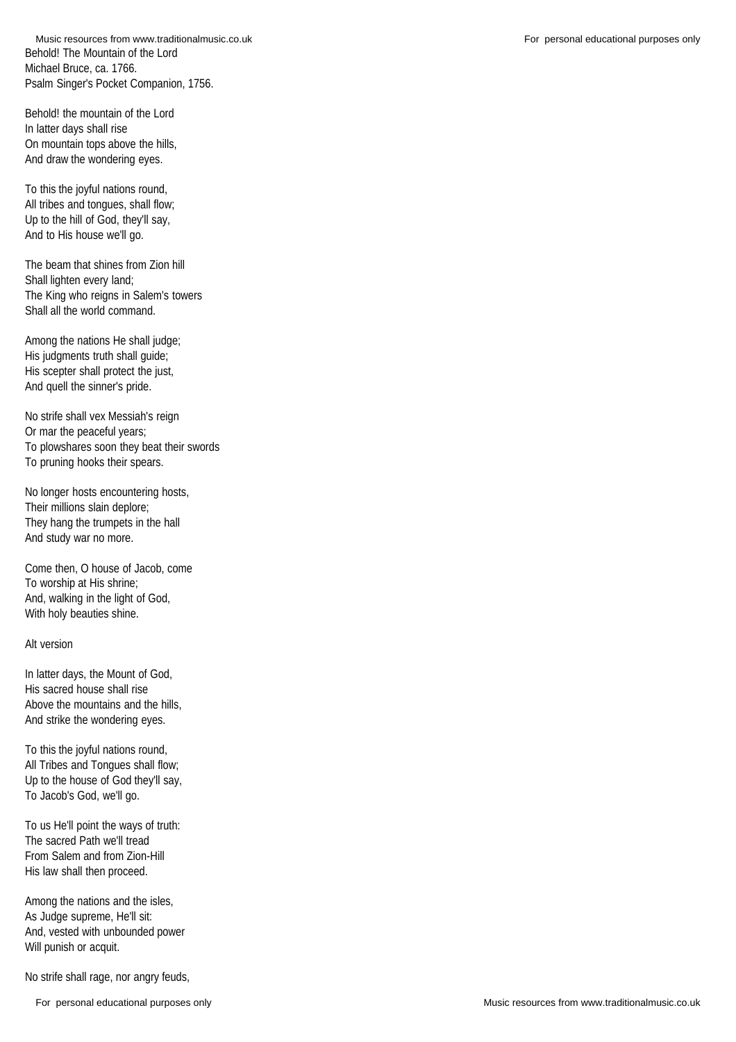# Behold! The Mountain of the Lord

Michael Bruce, ca. 1766.
Psalm Singer's Pocket Companion, 1756.

Behold! the mountain of the Lord
In latter days shall rise
On mountain tops above the hills,
And draw the wondering eyes.

To this the joyful nations round,
All tribes and tongues, shall flow;
Up to the hill of God, they'll say,
And to His house we'll go.

The beam that shines from Zion hill
Shall lighten every land;
The King who reigns in Salem's towers
Shall all the world command.

Among the nations He shall judge;
His judgments truth shall guide;
His scepter shall protect the just,
And quell the sinner's pride.

No strife shall vex Messiah's reign
Or mar the peaceful years;
To plowshares soon they beat their swords
To pruning hooks their spears.

No longer hosts encountering hosts,
Their millions slain deplore;
They hang the trumpets in the hall
And study war no more.

Come then, O house of Jacob, come
To worship at His shrine;
And, walking in the light of God,
With holy beauties shine.

Alt version

In latter days, the Mount of God,
His sacred house shall rise
Above the mountains and the hills,
And strike the wondering eyes.

To this the joyful nations round,
All Tribes and Tongues shall flow;
Up to the house of God they'll say,
To Jacob's God, we'll go.

To us He'll point the ways of truth:
The sacred Path we'll tread
From Salem and from Zion-Hill
His law shall then proceed.

Among the nations and the isles,
As Judge supreme, He'll sit:
And, vested with unbounded power
Will punish or acquit.

No strife shall rage, nor angry feuds,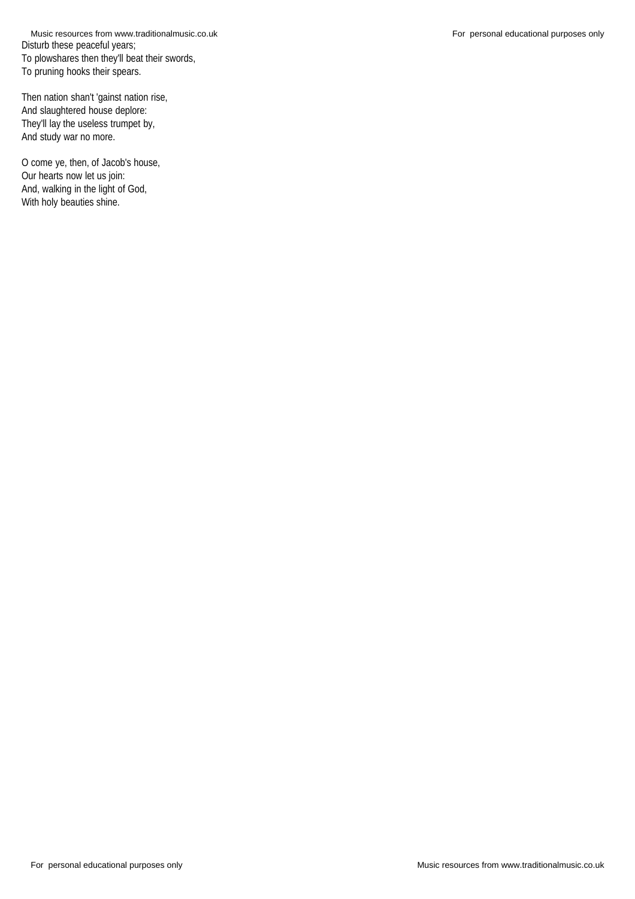Disturb these peaceful years;
To plowshares then they'll beat their swords,
To pruning hooks their spears.

Then nation shan't 'gainst nation rise,
And slaughtered house deplore:
They'll lay the useless trumpet by,
And study war no more.

O come ye, then, of Jacob's house,
Our hearts now let us join:
And, walking in the light of God,
With holy beauties shine.